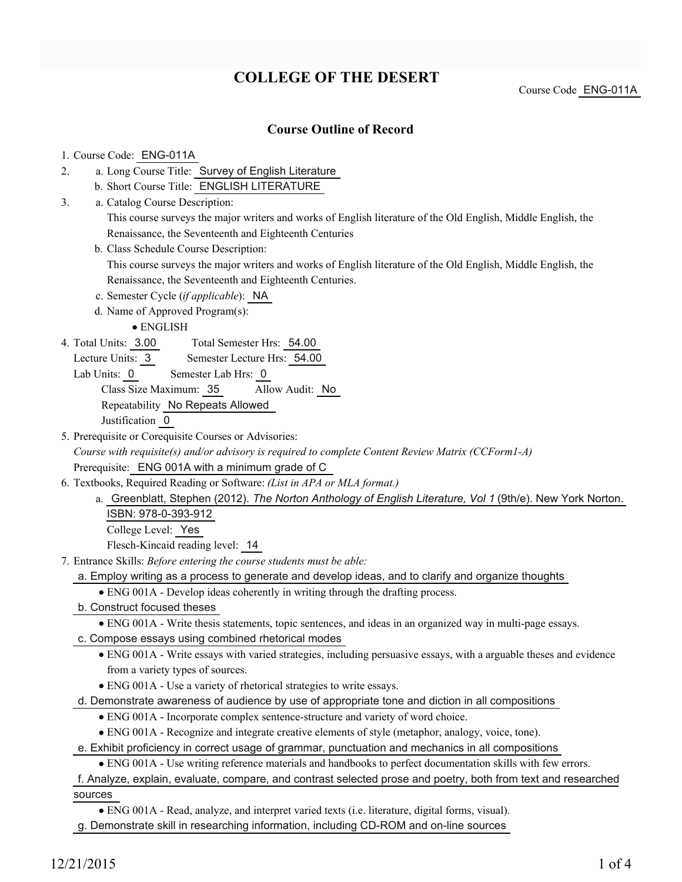# COLLEGE OF THE DESERT

Course Code ENG-011A

## Course Outline of Record

1. Course Code: ENG-011A
2. a. Long Course Title: Survey of English Literature
   b. Short Course Title: ENGLISH LITERATURE
3. a. Catalog Course Description:
   This course surveys the major writers and works of English literature of the Old English, Middle English, the Renaissance, the Seventeenth and Eighteenth Centuries
   b. Class Schedule Course Description:
   This course surveys the major writers and works of English literature of the Old English, Middle English, the Renaissance, the Seventeenth and Eighteenth Centuries.
   c. Semester Cycle (*if applicable*): NA
   d. Name of Approved Program(s):
      - ENGLISH
4. Total Units: 3.00 Total Semester Hrs: 54.00
   Lecture Units: 3 Semester Lecture Hrs: 54.00
   Lab Units: 0 Semester Lab Hrs: 0
   Class Size Maximum: 35 Allow Audit: No
   Repeatability No Repeats Allowed
   Justification 0
5. Prerequisite or Corequisite Courses or Advisories:
   *Course with requisite(s) and/or advisory is required to complete Content Review Matrix (CCForm1-A)*
   Prerequisite: ENG 001A with a minimum grade of C
6. Textbooks, Required Reading or Software: *(List in APA or MLA format.)*
   a. Greenblatt, Stephen (2012). *The Norton Anthology of English Literature, Vol 1* (9th/e). New York Norton. ISBN: 978-0-393-912
      College Level: Yes
      Flesch-Kincaid reading level: 14
7. Entrance Skills: *Before entering the course students must be able:*
   a. Employ writing as a process to generate and develop ideas, and to clarify and organize thoughts
      - ENG 001A - Develop ideas coherently in writing through the drafting process.
   b. Construct focused theses
      - ENG 001A - Write thesis statements, topic sentences, and ideas in an organized way in multi-page essays.
   c. Compose essays using combined rhetorical modes
      - ENG 001A - Write essays with varied strategies, including persuasive essays, with a arguable theses and evidence from a variety types of sources.
      - ENG 001A - Use a variety of rhetorical strategies to write essays.
   d. Demonstrate awareness of audience by use of appropriate tone and diction in all compositions
      - ENG 001A - Incorporate complex sentence-structure and variety of word choice.
      - ENG 001A - Recognize and integrate creative elements of style (metaphor, analogy, voice, tone).
   e. Exhibit proficiency in correct usage of grammar, punctuation and mechanics in all compositions
      - ENG 001A - Use writing reference materials and handbooks to perfect documentation skills with few errors.
   f. Analyze, explain, evaluate, compare, and contrast selected prose and poetry, both from text and researched sources
      - ENG 001A - Read, analyze, and interpret varied texts (i.e. literature, digital forms, visual).
   g. Demonstrate skill in researching information, including CD-ROM and on-line sources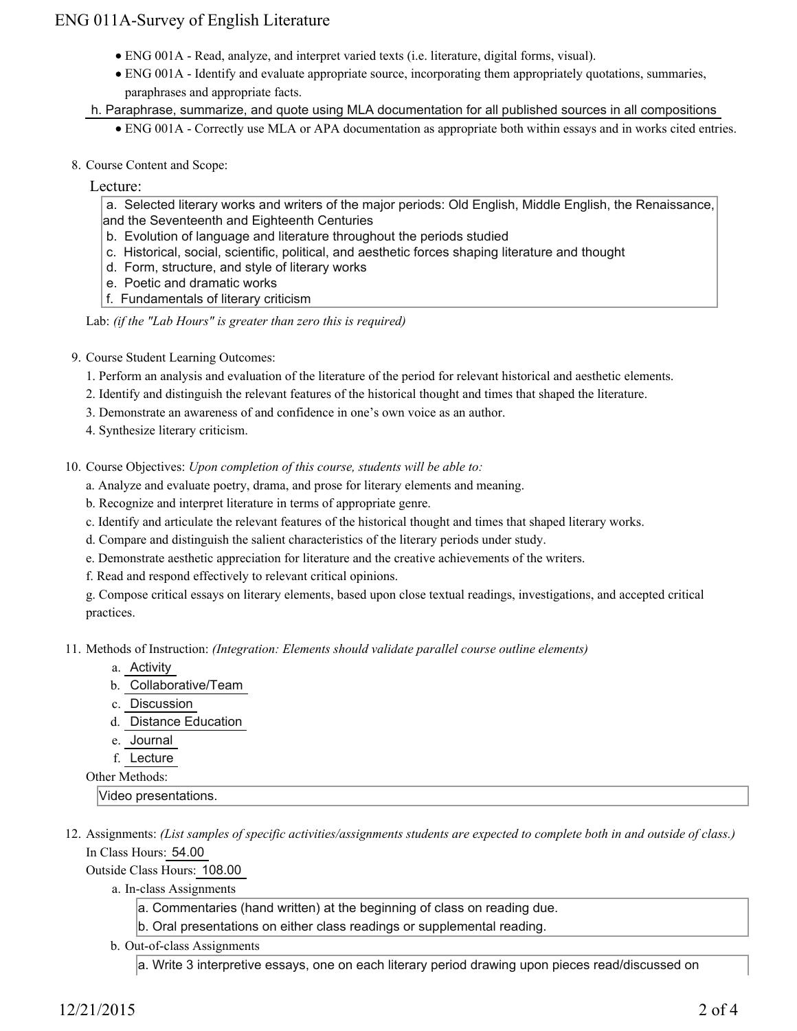- ENG 001A - Read, analyze, and interpret varied texts (i.e. literature, digital forms, visual).
- ENG 001A - Identify and evaluate appropriate source, incorporating them appropriately quotations, summaries, paraphrases and appropriate facts.

h. Paraphrase, summarize, and quote using MLA documentation for all published sources in all compositions

- ENG 001A - Correctly use MLA or APA documentation as appropriate both within essays and in works cited entries.

8. Course Content and Scope:

Lecture:

a. Selected literary works and writers of the major periods: Old English, Middle English, the Renaissance, and the Seventeenth and Eighteenth Centuries
b. Evolution of language and literature throughout the periods studied
c. Historical, social, scientific, political, and aesthetic forces shaping literature and thought
d. Form, structure, and style of literary works
e. Poetic and dramatic works
f. Fundamentals of literary criticism

Lab: *(if the "Lab Hours" is greater than zero this is required)*

9. Course Student Learning Outcomes:

1. Perform an analysis and evaluation of the literature of the period for relevant historical and aesthetic elements.
2. Identify and distinguish the relevant features of the historical thought and times that shaped the literature.
3. Demonstrate an awareness of and confidence in one's own voice as an author.
4. Synthesize literary criticism.

10. Course Objectives: *Upon completion of this course, students will be able to:*

a. Analyze and evaluate poetry, drama, and prose for literary elements and meaning.
b. Recognize and interpret literature in terms of appropriate genre.
c. Identify and articulate the relevant features of the historical thought and times that shaped literary works.
d. Compare and distinguish the salient characteristics of the literary periods under study.
e. Demonstrate aesthetic appreciation for literature and the creative achievements of the writers.
f. Read and respond effectively to relevant critical opinions.
g. Compose critical essays on literary elements, based upon close textual readings, investigations, and accepted critical practices.

11. Methods of Instruction: *(Integration: Elements should validate parallel course outline elements)*

a. Activity
b. Collaborative/Team
c. Discussion
d. Distance Education
e. Journal
f. Lecture

Other Methods:

Video presentations.

12. Assignments: *(List samples of specific activities/assignments students are expected to complete both in and outside of class.)*

In Class Hours: 54.00

Outside Class Hours: 108.00

a. In-class Assignments

a. Commentaries (hand written) at the beginning of class on reading due.
b. Oral presentations on either class readings or supplemental reading.

b. Out-of-class Assignments

a. Write 3 interpretive essays, one on each literary period drawing upon pieces read/discussed on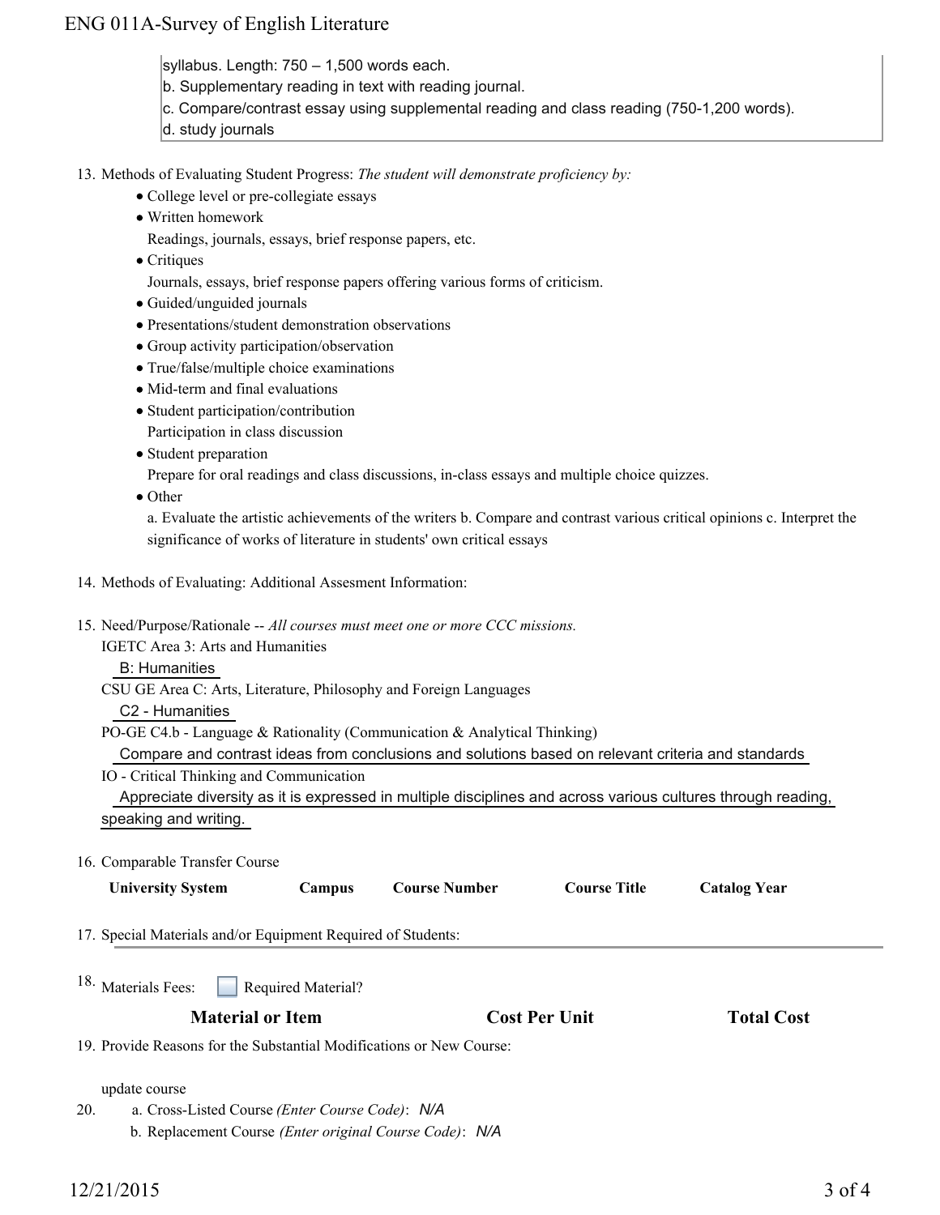syllabus. Length: 750 – 1,500 words each.
b. Supplementary reading in text with reading journal.
c. Compare/contrast essay using supplemental reading and class reading (750-1,200 words).
d. study journals

13. Methods of Evaluating Student Progress: *The student will demonstrate proficiency by:*
    - College level or pre-collegiate essays
    - Written homework
      Readings, journals, essays, brief response papers, etc.
    - Critiques
      Journals, essays, brief response papers offering various forms of criticism.
    - Guided/unguided journals
    - Presentations/student demonstration observations
    - Group activity participation/observation
    - True/false/multiple choice examinations
    - Mid-term and final evaluations
    - Student participation/contribution
      Participation in class discussion
    - Student preparation
      Prepare for oral readings and class discussions, in-class essays and multiple choice quizzes.
    - Other
      a. Evaluate the artistic achievements of the writers b. Compare and contrast various critical opinions c. Interpret the significance of works of literature in students' own critical essays

14. Methods of Evaluating: Additional Assesment Information:

15. Need/Purpose/Rationale -- *All courses must meet one or more CCC missions.*
    IGETC Area 3: Arts and Humanities
    B: Humanities
    CSU GE Area C: Arts, Literature, Philosophy and Foreign Languages
    C2 - Humanities
    PO-GE C4.b - Language & Rationality (Communication & Analytical Thinking)
    Compare and contrast ideas from conclusions and solutions based on relevant criteria and standards
    IO - Critical Thinking and Communication
    Appreciate diversity as it is expressed in multiple disciplines and across various cultures through reading, speaking and writing.

16. Comparable Transfer Course

| University System | Campus | Course Number | Course Title | Catalog Year |
|---|---|---|---|---|

17. Special Materials and/or Equipment Required of Students:

18. Materials Fees: ☐ Required Material?

| Material or Item | Cost Per Unit | Total Cost |
|---|---|---|

19. Provide Reasons for the Substantial Modifications or New Course:

    update course

20. a. Cross-Listed Course *(Enter Course Code)*: *N/A*
    b. Replacement Course *(Enter original Course Code)*: *N/A*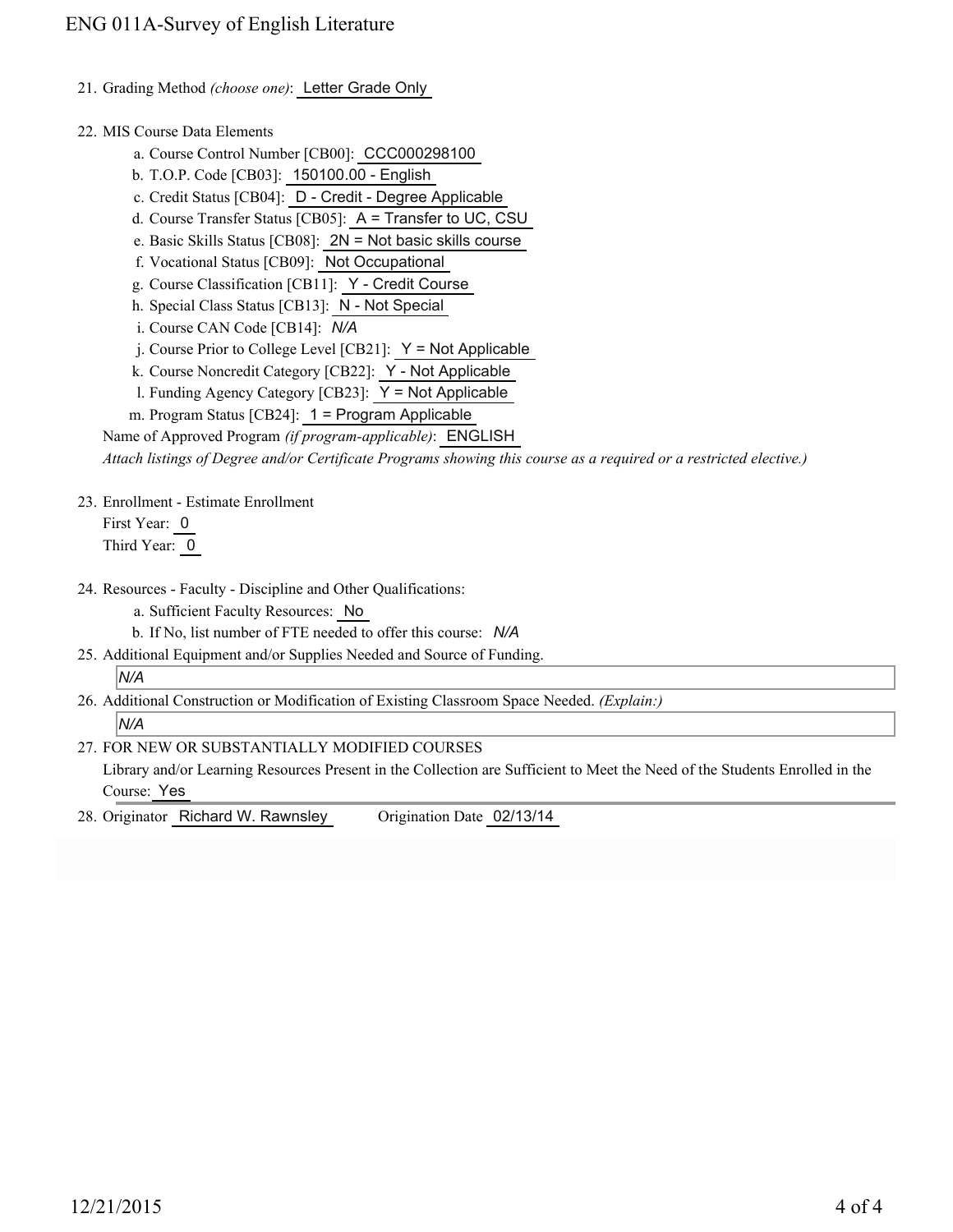21. Grading Method *(choose one)*: Letter Grade Only

22. MIS Course Data Elements
    a. Course Control Number [CB00]: CCC000298100
    b. T.O.P. Code [CB03]: 150100.00 - English
    c. Credit Status [CB04]: D - Credit - Degree Applicable
    d. Course Transfer Status [CB05]: A = Transfer to UC, CSU
    e. Basic Skills Status [CB08]: 2N = Not basic skills course
    f. Vocational Status [CB09]: Not Occupational
    g. Course Classification [CB11]: Y - Credit Course
    h. Special Class Status [CB13]: N - Not Special
    i. Course CAN Code [CB14]: *N/A*
    j. Course Prior to College Level [CB21]: Y = Not Applicable
    k. Course Noncredit Category [CB22]: Y - Not Applicable
    l. Funding Agency Category [CB23]: Y = Not Applicable
    m. Program Status [CB24]: 1 = Program Applicable

    Name of Approved Program *(if program-applicable)*: ENGLISH

    *Attach listings of Degree and/or Certificate Programs showing this course as a required or a restricted elective.)*

23. Enrollment - Estimate Enrollment
    First Year: 0
    Third Year: 0

24. Resources - Faculty - Discipline and Other Qualifications:
    a. Sufficient Faculty Resources: No
    b. If No, list number of FTE needed to offer this course: *N/A*

25. Additional Equipment and/or Supplies Needed and Source of Funding.
    *N/A*

26. Additional Construction or Modification of Existing Classroom Space Needed. *(Explain:)*
    *N/A*

27. FOR NEW OR SUBSTANTIALLY MODIFIED COURSES
    Library and/or Learning Resources Present in the Collection are Sufficient to Meet the Need of the Students Enrolled in the Course: Yes

28. Originator Richard W. Rawnsley Origination Date 02/13/14